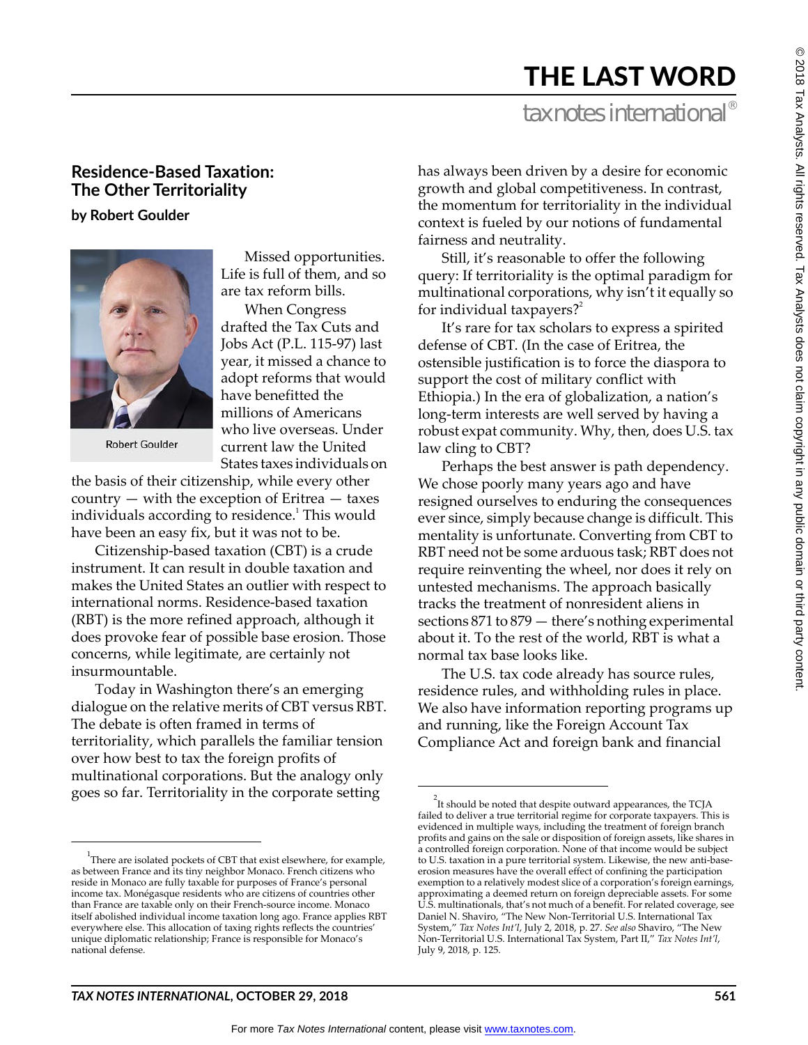# THE LAST WORD

## Residence-Based Taxation: The Other Territoriality

**by Robert Goulder**

Robert Goulder

Missed opportunities. Life is full of them, and so are tax reform bills.

When Congress drafted the Tax Cuts and Jobs Act (P.L. 115-97) last year, it missed a chance to adopt reforms that would have benefitted the millions of Americans who live overseas. Under current law the United States taxes individuals on the basis of their citizenship, while every other country — with the exception of Eritrea — taxes individuals according to residence.[1] This would have been an easy fix, but it was not to be.

Citizenship-based taxation (CBT) is a crude instrument. It can result in double taxation and makes the United States an outlier with respect to international norms. Residence-based taxation (RBT) is the more refined approach, although it does provoke fear of possible base erosion. Those concerns, while legitimate, are certainly not insurmountable.

Today in Washington there's an emerging dialogue on the relative merits of CBT versus RBT. The debate is often framed in terms of territoriality, which parallels the familiar tension over how best to tax the foreign profits of multinational corporations. But the analogy only goes so far. Territoriality in the corporate setting has always been driven by a desire for economic growth and global competitiveness. In contrast, the momentum for territoriality in the individual context is fueled by our notions of fundamental fairness and neutrality.

Still, it's reasonable to offer the following query: If territoriality is the optimal paradigm for multinational corporations, why isn't it equally so for individual taxpayers?[2]

It's rare for tax scholars to express a spirited defense of CBT. (In the case of Eritrea, the ostensible justification is to force the diaspora to support the cost of military conflict with Ethiopia.) In the era of globalization, a nation's long-term interests are well served by having a robust expat community. Why, then, does U.S. tax law cling to CBT?

Perhaps the best answer is path dependency. We chose poorly many years ago and have resigned ourselves to enduring the consequences ever since, simply because change is difficult. This mentality is unfortunate. Converting from CBT to RBT need not be some arduous task; RBT does not require reinventing the wheel, nor does it rely on untested mechanisms. The approach basically tracks the treatment of nonresident aliens in sections 871 to 879 — there's nothing experimental about it. To the rest of the world, RBT is what a normal tax base looks like.

The U.S. tax code already has source rules, residence rules, and withholding rules in place. We also have information reporting programs up and running, like the Foreign Account Tax Compliance Act and foreign bank and financial

---

[1] There are isolated pockets of CBT that exist elsewhere, for example, as between France and its tiny neighbor Monaco. French citizens who reside in Monaco are fully taxable for purposes of France's personal income tax. Monégasque residents who are citizens of countries other than France are taxable only on their French-source income. Monaco itself abolished individual income taxation long ago. France applies RBT everywhere else. This allocation of taxing rights reflects the countries' unique diplomatic relationship; France is responsible for Monaco's national defense.

[2] It should be noted that despite outward appearances, the TCJA failed to deliver a true territorial regime for corporate taxpayers. This is evidenced in multiple ways, including the treatment of foreign branch profits and gains on the sale or disposition of foreign assets, like shares in a controlled foreign corporation. None of that income would be subject to U.S. taxation in a pure territorial system. Likewise, the new anti-base-erosion measures have the overall effect of confining the participation exemption to a relatively modest slice of a corporation's foreign earnings, approximating a deemed return on foreign depreciable assets. For some U.S. multinationals, that's not much of a benefit. For related coverage, see Daniel N. Shaviro, "The New Non-Territorial U.S. International Tax System," *Tax Notes Int'l*, July 2, 2018, p. 27. *See also* Shaviro, "The New Non-Territorial U.S. International Tax System, Part II," *Tax Notes Int'l*, July 9, 2018, p. 125.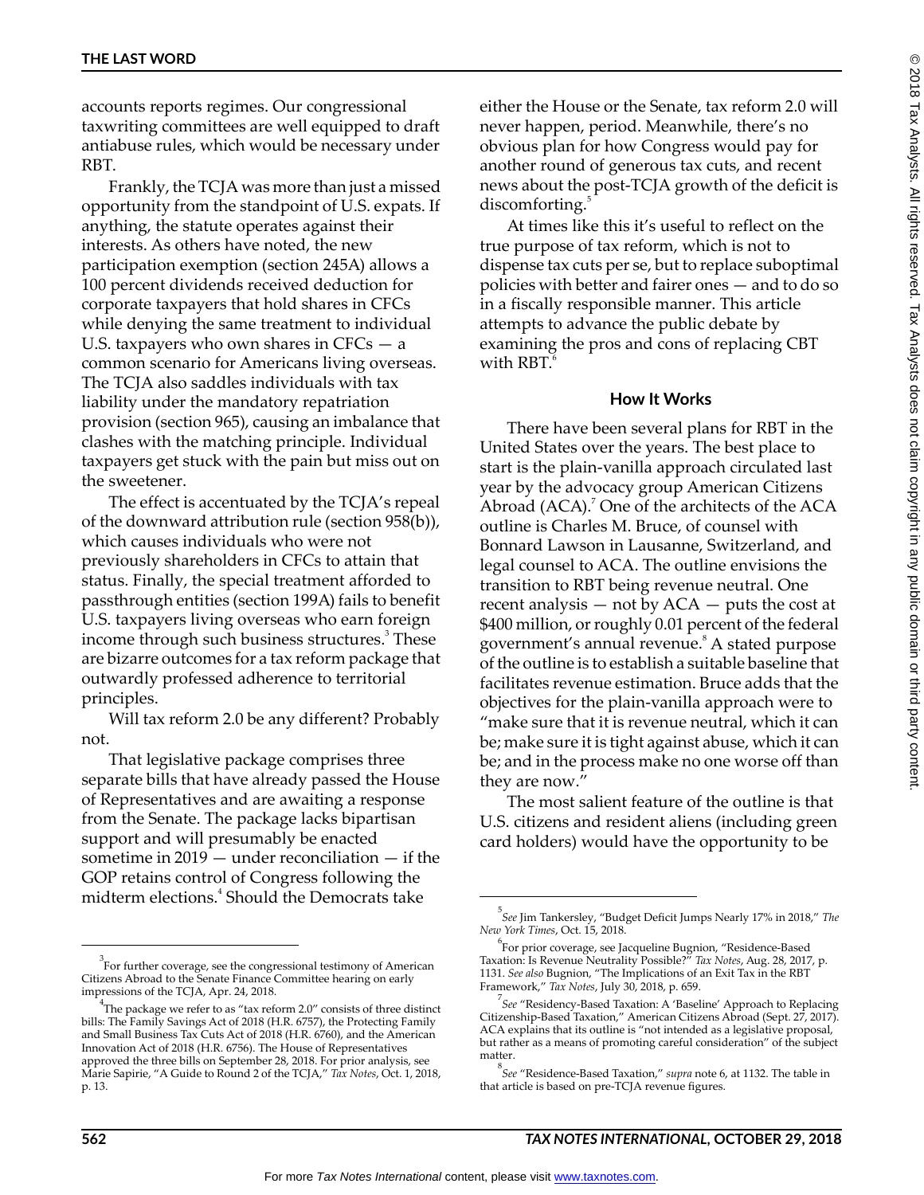accounts reports regimes. Our congressional taxwriting committees are well equipped to draft antiabuse rules, which would be necessary under RBT.

Frankly, the TCJA was more than just a missed opportunity from the standpoint of U.S. expats. If anything, the statute operates against their interests. As others have noted, the new participation exemption (section 245A) allows a 100 percent dividends received deduction for corporate taxpayers that hold shares in CFCs while denying the same treatment to individual U.S. taxpayers who own shares in CFCs — a common scenario for Americans living overseas. The TCJA also saddles individuals with tax liability under the mandatory repatriation provision (section 965), causing an imbalance that clashes with the matching principle. Individual taxpayers get stuck with the pain but miss out on the sweetener.

The effect is accentuated by the TCJA's repeal of the downward attribution rule (section 958(b)), which causes individuals who were not previously shareholders in CFCs to attain that status. Finally, the special treatment afforded to passthrough entities (section 199A) fails to benefit U.S. taxpayers living overseas who earn foreign income through such business structures.[3] These are bizarre outcomes for a tax reform package that outwardly professed adherence to territorial principles.

Will tax reform 2.0 be any different? Probably not.

That legislative package comprises three separate bills that have already passed the House of Representatives and are awaiting a response from the Senate. The package lacks bipartisan support and will presumably be enacted sometime in 2019 — under reconciliation — if the GOP retains control of Congress following the midterm elections.[4] Should the Democrats take either the House or the Senate, tax reform 2.0 will never happen, period. Meanwhile, there's no obvious plan for how Congress would pay for another round of generous tax cuts, and recent news about the post-TCJA growth of the deficit is discomforting.[5]

At times like this it's useful to reflect on the true purpose of tax reform, which is not to dispense tax cuts per se, but to replace suboptimal policies with better and fairer ones — and to do so in a fiscally responsible manner. This article attempts to advance the public debate by examining the pros and cons of replacing CBT with RBT.[6]

## How It Works

There have been several plans for RBT in the United States over the years. The best place to start is the plain-vanilla approach circulated last year by the advocacy group American Citizens Abroad (ACA).[7] One of the architects of the ACA outline is Charles M. Bruce, of counsel with Bonnard Lawson in Lausanne, Switzerland, and legal counsel to ACA. The outline envisions the transition to RBT being revenue neutral. One recent analysis — not by ACA — puts the cost at $400 million, or roughly 0.01 percent of the federal government's annual revenue.[8] A stated purpose of the outline is to establish a suitable baseline that facilitates revenue estimation. Bruce adds that the objectives for the plain-vanilla approach were to "make sure that it is revenue neutral, which it can be; make sure it is tight against abuse, which it can be; and in the process make no one worse off than they are now."

The most salient feature of the outline is that U.S. citizens and resident aliens (including green card holders) would have the opportunity to be

---

[3] For further coverage, see the congressional testimony of American Citizens Abroad to the Senate Finance Committee hearing on early impressions of the TCJA, Apr. 24, 2018.

[4] The package we refer to as "tax reform 2.0" consists of three distinct bills: The Family Savings Act of 2018 (H.R. 6757), the Protecting Family and Small Business Tax Cuts Act of 2018 (H.R. 6760), and the American Innovation Act of 2018 (H.R. 6756). The House of Representatives approved the three bills on September 28, 2018. For prior analysis, see Marie Sapirie, "A Guide to Round 2 of the TCJA," *Tax Notes*, Oct. 1, 2018, p. 13.

[5] *See* Jim Tankersley, "Budget Deficit Jumps Nearly 17% in 2018," *The New York Times*, Oct. 15, 2018.

[6] For prior coverage, see Jacqueline Bugnion, "Residence-Based Taxation: Is Revenue Neutrality Possible?" *Tax Notes*, Aug. 28, 2017, p. 1131. *See also* Bugnion, "The Implications of an Exit Tax in the RBT Framework," *Tax Notes*, July 30, 2018, p. 659.

[7] *See* "Residency-Based Taxation: A 'Baseline' Approach to Replacing Citizenship-Based Taxation," American Citizens Abroad (Sept. 27, 2017). ACA explains that its outline is "not intended as a legislative proposal, but rather as a means of promoting careful consideration" of the subject matter.

[8] *See* "Residence-Based Taxation," *supra* note 6, at 1132. The table in that article is based on pre-TCJA revenue figures.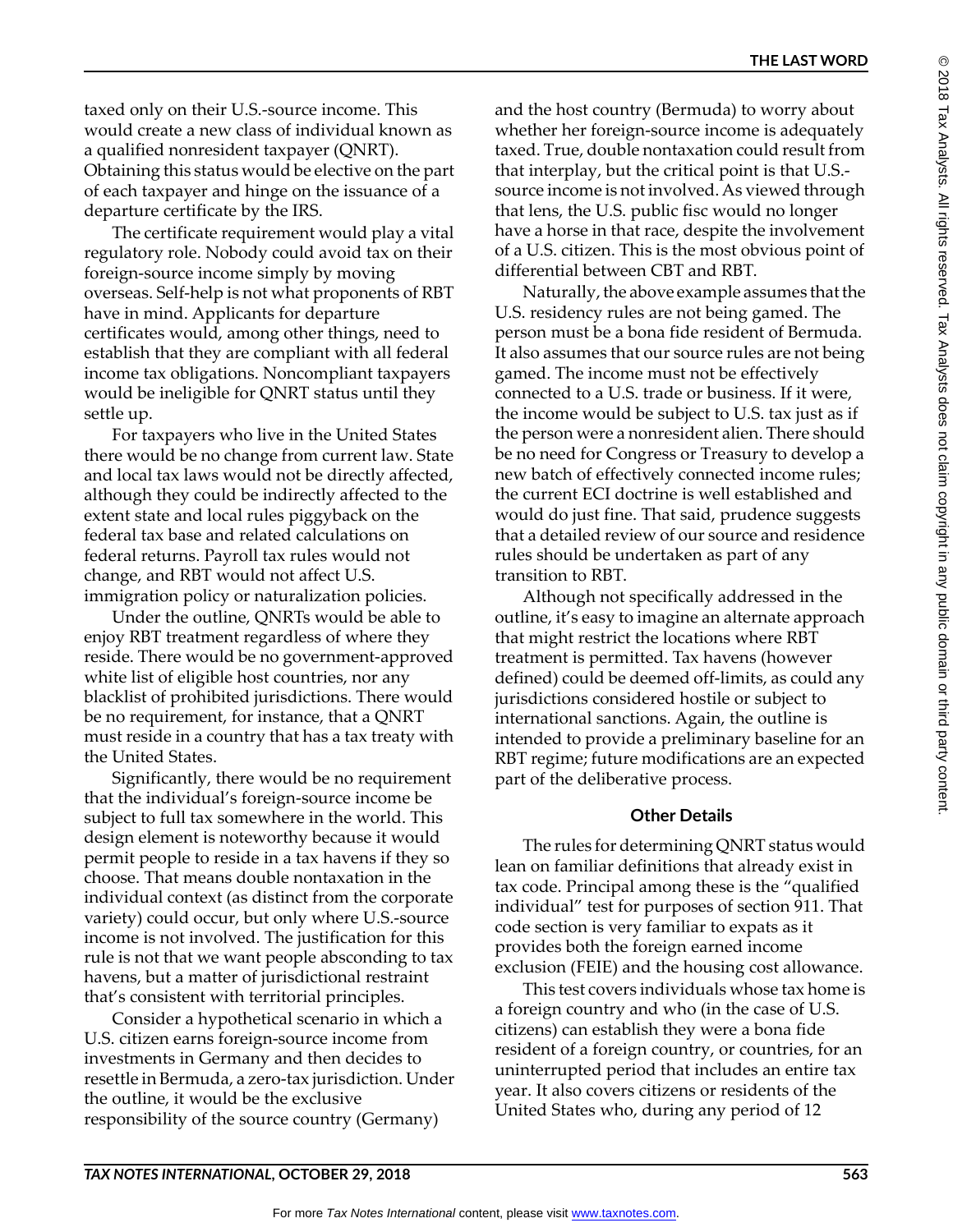taxed only on their U.S.-source income. This would create a new class of individual known as a qualified nonresident taxpayer (QNRT). Obtaining this status would be elective on the part of each taxpayer and hinge on the issuance of a departure certificate by the IRS.

The certificate requirement would play a vital regulatory role. Nobody could avoid tax on their foreign-source income simply by moving overseas. Self-help is not what proponents of RBT have in mind. Applicants for departure certificates would, among other things, need to establish that they are compliant with all federal income tax obligations. Noncompliant taxpayers would be ineligible for QNRT status until they settle up.

For taxpayers who live in the United States there would be no change from current law. State and local tax laws would not be directly affected, although they could be indirectly affected to the extent state and local rules piggyback on the federal tax base and related calculations on federal returns. Payroll tax rules would not change, and RBT would not affect U.S. immigration policy or naturalization policies.

Under the outline, QNRTs would be able to enjoy RBT treatment regardless of where they reside. There would be no government-approved white list of eligible host countries, nor any blacklist of prohibited jurisdictions. There would be no requirement, for instance, that a QNRT must reside in a country that has a tax treaty with the United States.

Significantly, there would be no requirement that the individual's foreign-source income be subject to full tax somewhere in the world. This design element is noteworthy because it would permit people to reside in a tax havens if they so choose. That means double nontaxation in the individual context (as distinct from the corporate variety) could occur, but only where U.S.-source income is not involved. The justification for this rule is not that we want people absconding to tax havens, but a matter of jurisdictional restraint that's consistent with territorial principles.

Consider a hypothetical scenario in which a U.S. citizen earns foreign-source income from investments in Germany and then decides to resettle in Bermuda, a zero-tax jurisdiction. Under the outline, it would be the exclusive responsibility of the source country (Germany) and the host country (Bermuda) to worry about whether her foreign-source income is adequately taxed. True, double nontaxation could result from that interplay, but the critical point is that U.S.-source income is not involved. As viewed through that lens, the U.S. public fisc would no longer have a horse in that race, despite the involvement of a U.S. citizen. This is the most obvious point of differential between CBT and RBT.

Naturally, the above example assumes that the U.S. residency rules are not being gamed. The person must be a bona fide resident of Bermuda. It also assumes that our source rules are not being gamed. The income must not be effectively connected to a U.S. trade or business. If it were, the income would be subject to U.S. tax just as if the person were a nonresident alien. There should be no need for Congress or Treasury to develop a new batch of effectively connected income rules; the current ECI doctrine is well established and would do just fine. That said, prudence suggests that a detailed review of our source and residence rules should be undertaken as part of any transition to RBT.

Although not specifically addressed in the outline, it's easy to imagine an alternate approach that might restrict the locations where RBT treatment is permitted. Tax havens (however defined) could be deemed off-limits, as could any jurisdictions considered hostile or subject to international sanctions. Again, the outline is intended to provide a preliminary baseline for an RBT regime; future modifications are an expected part of the deliberative process.

## Other Details

The rules for determining QNRT status would lean on familiar definitions that already exist in tax code. Principal among these is the "qualified individual" test for purposes of section 911. That code section is very familiar to expats as it provides both the foreign earned income exclusion (FEIE) and the housing cost allowance.

This test covers individuals whose tax home is a foreign country and who (in the case of U.S. citizens) can establish they were a bona fide resident of a foreign country, or countries, for an uninterrupted period that includes an entire tax year. It also covers citizens or residents of the United States who, during any period of 12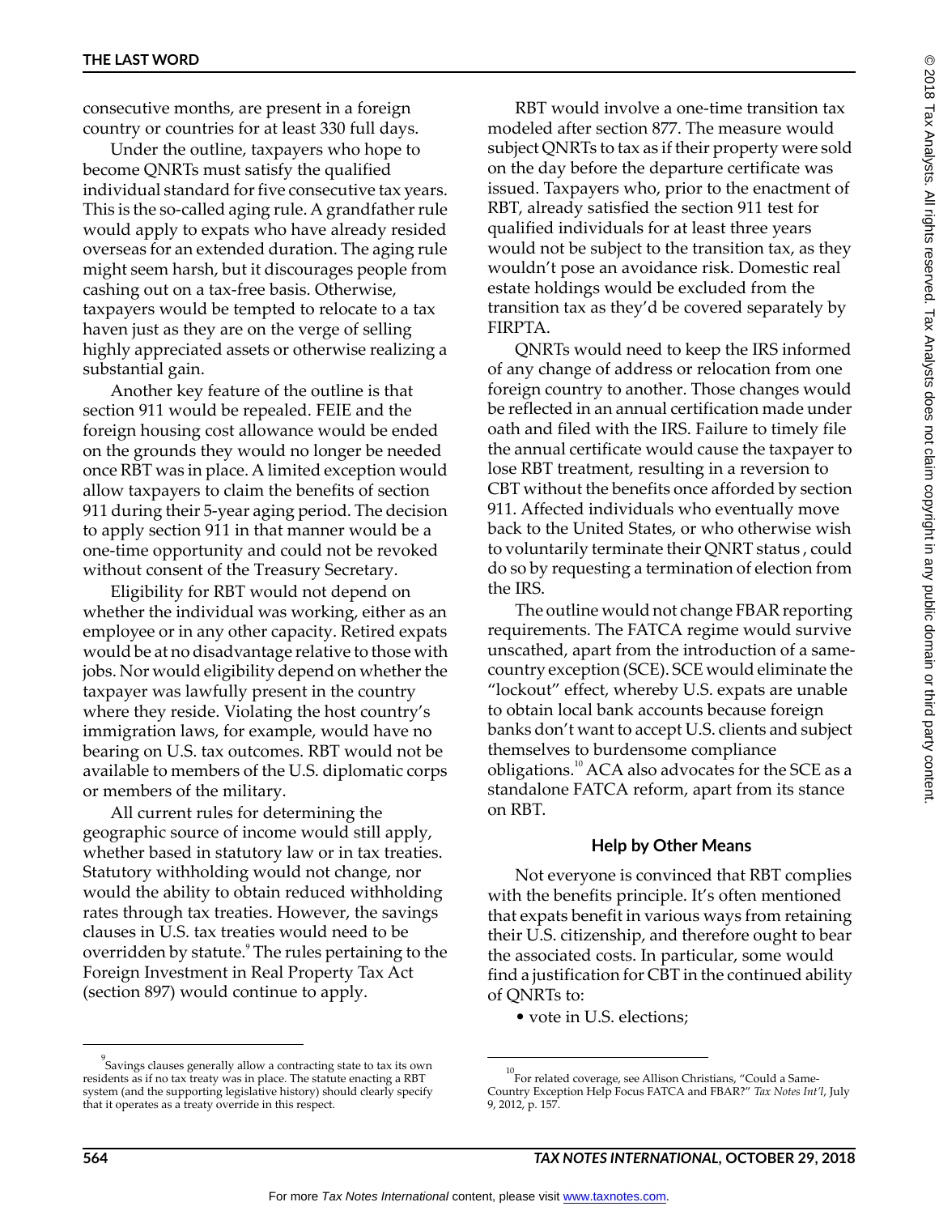consecutive months, are present in a foreign country or countries for at least 330 full days.

Under the outline, taxpayers who hope to become QNRTs must satisfy the qualified individual standard for five consecutive tax years. This is the so-called aging rule. A grandfather rule would apply to expats who have already resided overseas for an extended duration. The aging rule might seem harsh, but it discourages people from cashing out on a tax-free basis. Otherwise, taxpayers would be tempted to relocate to a tax haven just as they are on the verge of selling highly appreciated assets or otherwise realizing a substantial gain.

Another key feature of the outline is that section 911 would be repealed. FEIE and the foreign housing cost allowance would be ended on the grounds they would no longer be needed once RBT was in place. A limited exception would allow taxpayers to claim the benefits of section 911 during their 5-year aging period. The decision to apply section 911 in that manner would be a one-time opportunity and could not be revoked without consent of the Treasury Secretary.

Eligibility for RBT would not depend on whether the individual was working, either as an employee or in any other capacity. Retired expats would be at no disadvantage relative to those with jobs. Nor would eligibility depend on whether the taxpayer was lawfully present in the country where they reside. Violating the host country's immigration laws, for example, would have no bearing on U.S. tax outcomes. RBT would not be available to members of the U.S. diplomatic corps or members of the military.

All current rules for determining the geographic source of income would still apply, whether based in statutory law or in tax treaties. Statutory withholding would not change, nor would the ability to obtain reduced withholding rates through tax treaties. However, the savings clauses in U.S. tax treaties would need to be overridden by statute.[9] The rules pertaining to the Foreign Investment in Real Property Tax Act (section 897) would continue to apply.

RBT would involve a one-time transition tax modeled after section 877. The measure would subject QNRTs to tax as if their property were sold on the day before the departure certificate was issued. Taxpayers who, prior to the enactment of RBT, already satisfied the section 911 test for qualified individuals for at least three years would not be subject to the transition tax, as they wouldn't pose an avoidance risk. Domestic real estate holdings would be excluded from the transition tax as they'd be covered separately by FIRPTA.

QNRTs would need to keep the IRS informed of any change of address or relocation from one foreign country to another. Those changes would be reflected in an annual certification made under oath and filed with the IRS. Failure to timely file the annual certificate would cause the taxpayer to lose RBT treatment, resulting in a reversion to CBT without the benefits once afforded by section 911. Affected individuals who eventually move back to the United States, or who otherwise wish to voluntarily terminate their QNRT status , could do so by requesting a termination of election from the IRS.

The outline would not change FBAR reporting requirements. The FATCA regime would survive unscathed, apart from the introduction of a same-country exception (SCE). SCE would eliminate the "lockout" effect, whereby U.S. expats are unable to obtain local bank accounts because foreign banks don't want to accept U.S. clients and subject themselves to burdensome compliance obligations.[10] ACA also advocates for the SCE as a standalone FATCA reform, apart from its stance on RBT.

### Help by Other Means

Not everyone is convinced that RBT complies with the benefits principle. It's often mentioned that expats benefit in various ways from retaining their U.S. citizenship, and therefore ought to bear the associated costs. In particular, some would find a justification for CBT in the continued ability of QNRTs to:

- vote in U.S. elections;

---

[9] Savings clauses generally allow a contracting state to tax its own residents as if no tax treaty was in place. The statute enacting a RBT system (and the supporting legislative history) should clearly specify that it operates as a treaty override in this respect.

[10] For related coverage, see Allison Christians, "Could a Same-Country Exception Help Focus FATCA and FBAR?" *Tax Notes Int'l*, July 9, 2012, p. 157.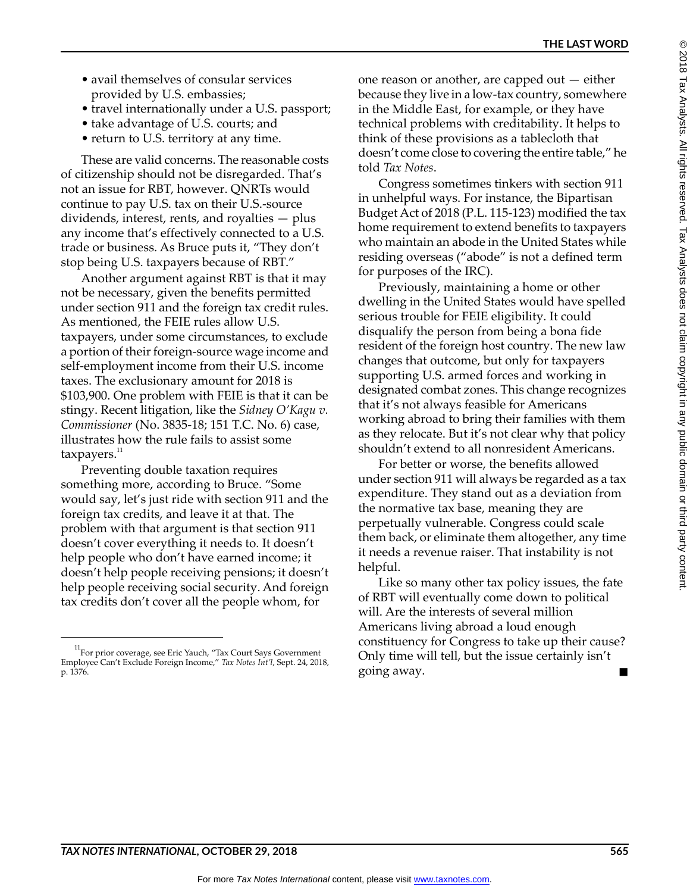- avail themselves of consular services provided by U.S. embassies;
- travel internationally under a U.S. passport;
- take advantage of U.S. courts; and
- return to U.S. territory at any time.

These are valid concerns. The reasonable costs of citizenship should not be disregarded. That's not an issue for RBT, however. QNRTs would continue to pay U.S. tax on their U.S.-source dividends, interest, rents, and royalties — plus any income that's effectively connected to a U.S. trade or business. As Bruce puts it, "They don't stop being U.S. taxpayers because of RBT."

Another argument against RBT is that it may not be necessary, given the benefits permitted under section 911 and the foreign tax credit rules. As mentioned, the FEIE rules allow U.S. taxpayers, under some circumstances, to exclude a portion of their foreign-source wage income and self-employment income from their U.S. income taxes. The exclusionary amount for 2018 is $103,900. One problem with FEIE is that it can be stingy. Recent litigation, like the *Sidney O'Kagu v. Commissioner* (No. 3835-18; 151 T.C. No. 6) case, illustrates how the rule fails to assist some taxpayers.[11]

Preventing double taxation requires something more, according to Bruce. "Some would say, let's just ride with section 911 and the foreign tax credits, and leave it at that. The problem with that argument is that section 911 doesn't cover everything it needs to. It doesn't help people who don't have earned income; it doesn't help people receiving pensions; it doesn't help people receiving social security. And foreign tax credits don't cover all the people whom, for one reason or another, are capped out — either because they live in a low-tax country, somewhere in the Middle East, for example, or they have technical problems with creditability. It helps to think of these provisions as a tablecloth that doesn't come close to covering the entire table," he told *Tax Notes*.

Congress sometimes tinkers with section 911 in unhelpful ways. For instance, the Bipartisan Budget Act of 2018 (P.L. 115-123) modified the tax home requirement to extend benefits to taxpayers who maintain an abode in the United States while residing overseas ("abode" is not a defined term for purposes of the IRC).

Previously, maintaining a home or other dwelling in the United States would have spelled serious trouble for FEIE eligibility. It could disqualify the person from being a bona fide resident of the foreign host country. The new law changes that outcome, but only for taxpayers supporting U.S. armed forces and working in designated combat zones. This change recognizes that it's not always feasible for Americans working abroad to bring their families with them as they relocate. But it's not clear why that policy shouldn't extend to all nonresident Americans.

For better or worse, the benefits allowed under section 911 will always be regarded as a tax expenditure. They stand out as a deviation from the normative tax base, meaning they are perpetually vulnerable. Congress could scale them back, or eliminate them altogether, any time it needs a revenue raiser. That instability is not helpful.

Like so many other tax policy issues, the fate of RBT will eventually come down to political will. Are the interests of several million Americans living abroad a loud enough constituency for Congress to take up their cause? Only time will tell, but the issue certainly isn't going away. ■

---

[11] For prior coverage, see Eric Yauch, "Tax Court Says Government Employee Can't Exclude Foreign Income," *Tax Notes Int'l*, Sept. 24, 2018, p. 1376.